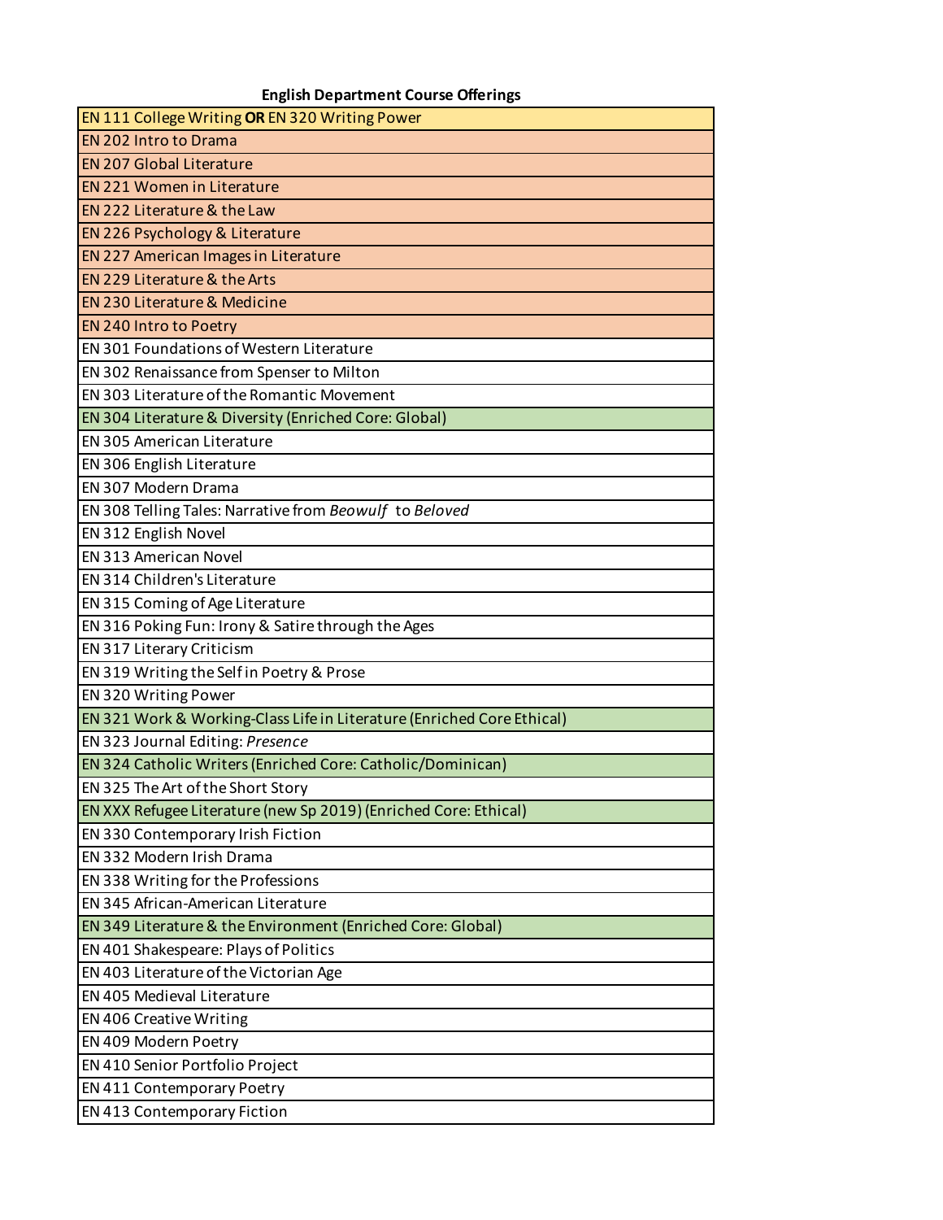**English Department Course Offerings**

| EN 111 College Writing **OR** EN 320 Writing Power |
|---|
| EN 202 Intro to Drama |
| EN 207 Global Literature |
| EN 221 Women in Literature |
| EN 222 Literature & the Law |
| EN 226 Psychology & Literature |
| EN 227 American Images in Literature |
| EN 229 Literature & the Arts |
| EN 230 Literature & Medicine |
| EN 240 Intro to Poetry |
| EN 301 Foundations of Western Literature |
| EN 302 Renaissance from Spenser to Milton |
| EN 303 Literature of the Romantic Movement |
| EN 304 Literature & Diversity (Enriched Core: Global) |
| EN 305 American Literature |
| EN 306 English Literature |
| EN 307 Modern Drama |
| EN 308 Telling Tales: Narrative from *Beowulf* to *Beloved* |
| EN 312 English Novel |
| EN 313 American Novel |
| EN 314 Children's Literature |
| EN 315 Coming of Age Literature |
| EN 316 Poking Fun: Irony & Satire through the Ages |
| EN 317 Literary Criticism |
| EN 319 Writing the Self in Poetry & Prose |
| EN 320 Writing Power |
| EN 321 Work & Working-Class Life in Literature (Enriched Core Ethical) |
| EN 323 Journal Editing: *Presence* |
| EN 324 Catholic Writers (Enriched Core: Catholic/Dominican) |
| EN 325 The Art of the Short Story |
| EN XXX Refugee Literature (new Sp 2019) (Enriched Core: Ethical) |
| EN 330 Contemporary Irish Fiction |
| EN 332 Modern Irish Drama |
| EN 338 Writing for the Professions |
| EN 345 African-American Literature |
| EN 349 Literature & the Environment (Enriched Core: Global) |
| EN 401 Shakespeare: Plays of Politics |
| EN 403 Literature of the Victorian Age |
| EN 405 Medieval Literature |
| EN 406 Creative Writing |
| EN 409 Modern Poetry |
| EN 410 Senior Portfolio Project |
| EN 411 Contemporary Poetry |
| EN 413 Contemporary Fiction |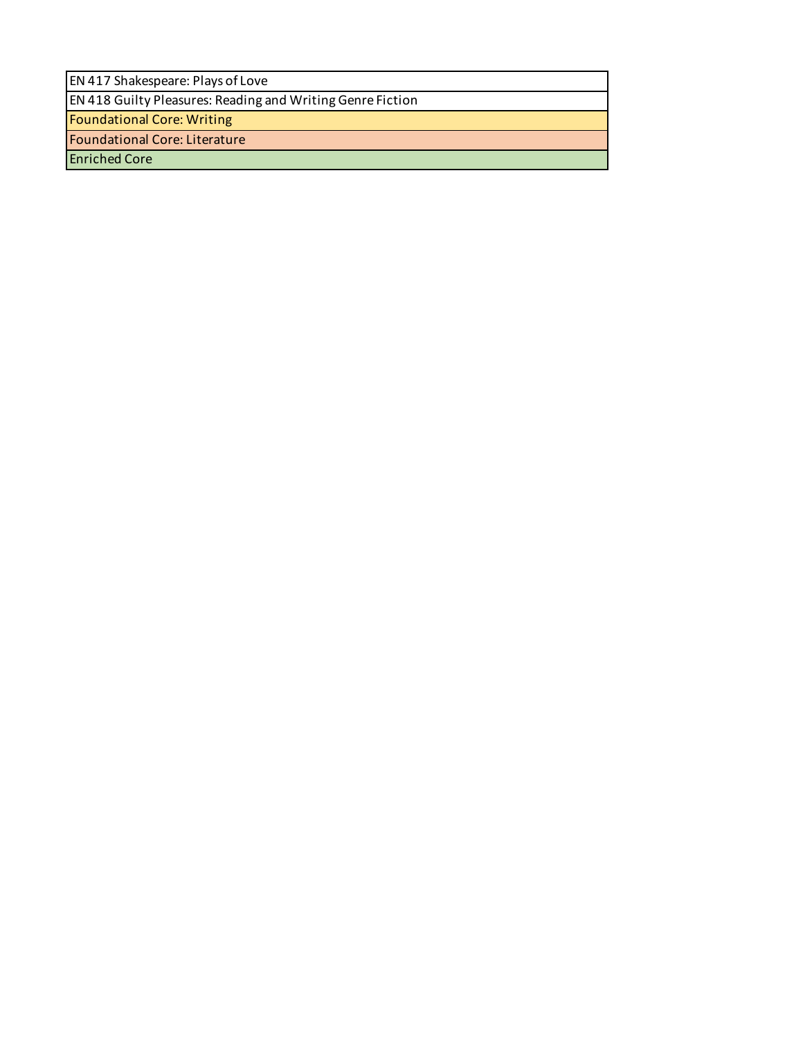| |
|---|
| EN 417 Shakespeare: Plays of Love |
| EN 418 Guilty Pleasures: Reading and Writing Genre Fiction |
| Foundational Core: Writing |
| Foundational Core: Literature |
| Enriched Core |